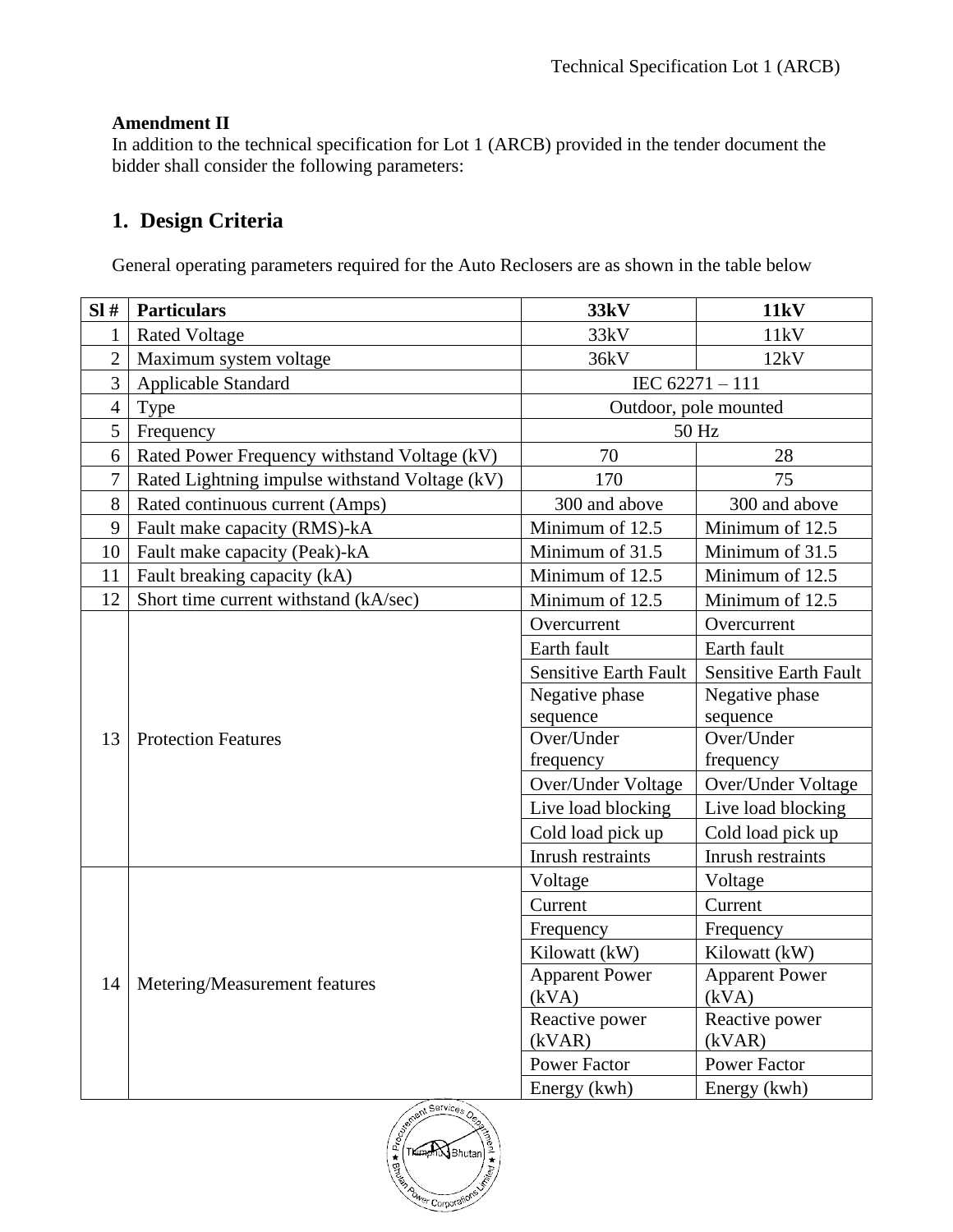**Amendment II**

In addition to the technical specification for Lot 1 (ARCB) provided in the tender document the bidder shall consider the following parameters:

## 1. Design Criteria

General operating parameters required for the Auto Reclosers are as shown in the table below

| Sl # | Particulars | 33kV | 11kV |
|---|---|---|---|
| 1 | Rated Voltage | 33kV | 11kV |
| 2 | Maximum system voltage | 36kV | 12kV |
| 3 | Applicable Standard | IEC 62271 – 111 | |
| 4 | Type | Outdoor, pole mounted | |
| 5 | Frequency | 50 Hz | |
| 6 | Rated Power Frequency withstand Voltage (kV) | 70 | 28 |
| 7 | Rated Lightning impulse withstand Voltage (kV) | 170 | 75 |
| 8 | Rated continuous current (Amps) | 300 and above | 300 and above |
| 9 | Fault make capacity (RMS)-kA | Minimum of 12.5 | Minimum of 12.5 |
| 10 | Fault make capacity (Peak)-kA | Minimum of 31.5 | Minimum of 31.5 |
| 11 | Fault breaking capacity (kA) | Minimum of 12.5 | Minimum of 12.5 |
| 12 | Short time current withstand (kA/sec) | Minimum of 12.5 | Minimum of 12.5 |
| 13 | Protection Features | Overcurrent | Overcurrent |
| | | Earth fault | Earth fault |
| | | Sensitive Earth Fault | Sensitive Earth Fault |
| | | Negative phase sequence | Negative phase sequence |
| | | Over/Under frequency | Over/Under frequency |
| | | Over/Under Voltage | Over/Under Voltage |
| | | Live load blocking | Live load blocking |
| | | Cold load pick up | Cold load pick up |
| | | Inrush restraints | Inrush restraints |
| 14 | Metering/Measurement features | Voltage | Voltage |
| | | Current | Current |
| | | Frequency | Frequency |
| | | Kilowatt (kW) | Kilowatt (kW) |
| | | Apparent Power (kVA) | Apparent Power (kVA) |
| | | Reactive power (kVAR) | Reactive power (kVAR) |
| | | Power Factor | Power Factor |
| | | Energy (kwh) | Energy (kwh) |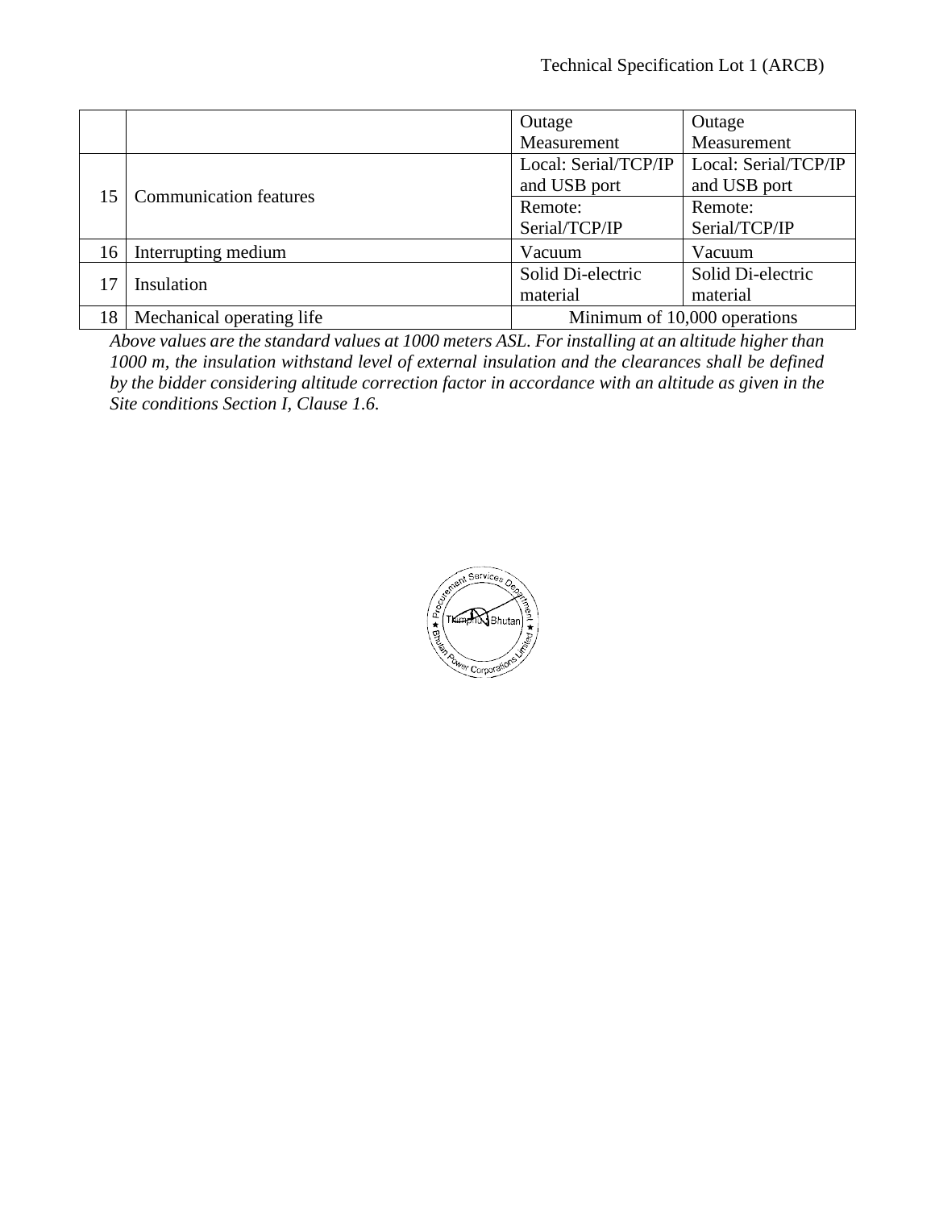| | | | |
|---|---|---|---|
| | | Outage Measurement | Outage Measurement |
| 15 | Communication features | Local: Serial/TCP/IP and USB port | Local: Serial/TCP/IP and USB port |
| | | Remote: Serial/TCP/IP | Remote: Serial/TCP/IP |
| 16 | Interrupting medium | Vacuum | Vacuum |
| 17 | Insulation | Solid Di-electric material | Solid Di-electric material |
| 18 | Mechanical operating life | Minimum of 10,000 operations | |

*Above values are the standard values at 1000 meters ASL. For installing at an altitude higher than 1000 m, the insulation withstand level of external insulation and the clearances shall be defined by the bidder considering altitude correction factor in accordance with an altitude as given in the Site conditions Section I, Clause 1.6.*